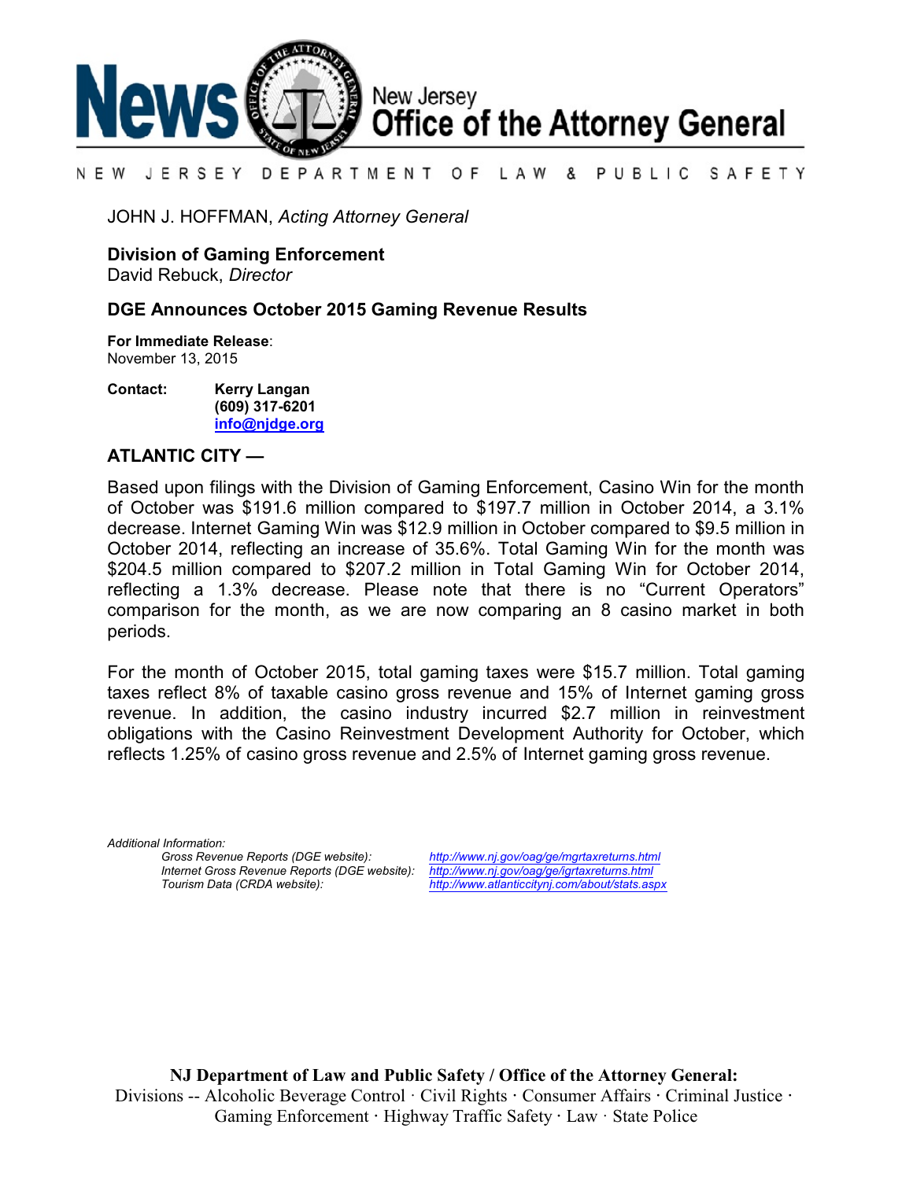# News — New Jersey Office of the Attorney General

NEW JERSEY DEPARTMENT OF LAW & PUBLIC SAFETY

JOHN J. HOFFMAN, *Acting Attorney General*

**Division of Gaming Enforcement**
David Rebuck, *Director*

## DGE Announces October 2015 Gaming Revenue Results

**For Immediate Release**:
November 13, 2015

**Contact:** **Kerry Langan**
**(609) 317-6201**
**info@njdge.org**

**ATLANTIC CITY —**

Based upon filings with the Division of Gaming Enforcement, Casino Win for the month of October was $191.6 million compared to $197.7 million in October 2014, a 3.1% decrease. Internet Gaming Win was $12.9 million in October compared to $9.5 million in October 2014, reflecting an increase of 35.6%. Total Gaming Win for the month was $204.5 million compared to $207.2 million in Total Gaming Win for October 2014, reflecting a 1.3% decrease. Please note that there is no "Current Operators" comparison for the month, as we are now comparing an 8 casino market in both periods.

For the month of October 2015, total gaming taxes were $15.7 million. Total gaming taxes reflect 8% of taxable casino gross revenue and 15% of Internet gaming gross revenue. In addition, the casino industry incurred $2.7 million in reinvestment obligations with the Casino Reinvestment Development Authority for October, which reflects 1.25% of casino gross revenue and 2.5% of Internet gaming gross revenue.

*Additional Information:*

*Gross Revenue Reports (DGE website):* *http://www.nj.gov/oag/ge/mgrtaxreturns.html*
*Internet Gross Revenue Reports (DGE website):* *http://www.nj.gov/oag/ge/igrtaxreturns.html*
*Tourism Data (CRDA website):* *http://www.atlanticcitynj.com/about/stats.aspx*

**NJ Department of Law and Public Safety / Office of the Attorney General:**
Divisions -- Alcoholic Beverage Control · Civil Rights · Consumer Affairs · Criminal Justice · Gaming Enforcement · Highway Traffic Safety · Law · State Police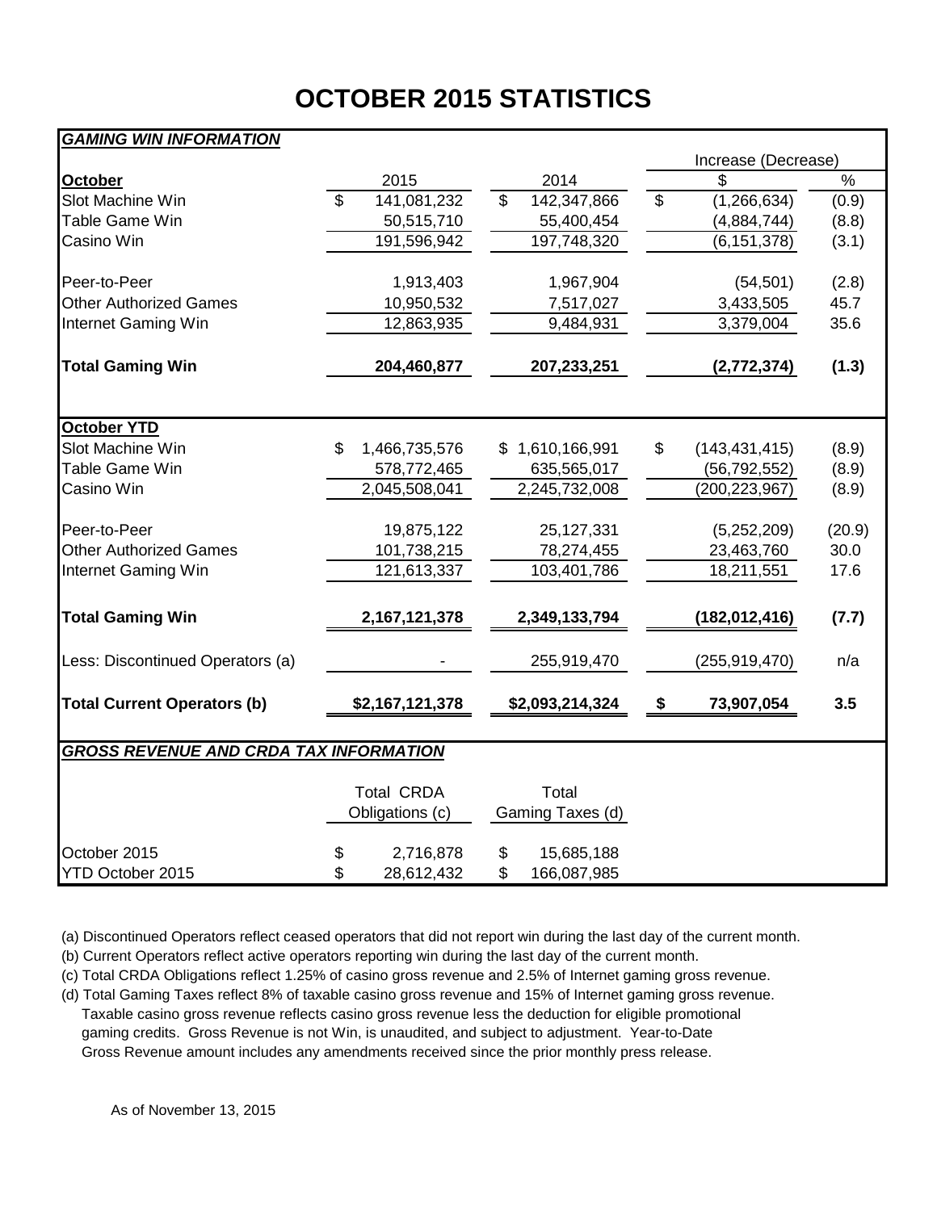# OCTOBER 2015 STATISTICS

***GAMING WIN INFORMATION***

| | | | Increase (Decrease) | |
|---|---|---|---|---|
| **October** | 2015 | 2014 | $ | % |
| Slot Machine Win | $ 141,081,232 | $ 142,347,866 | $ (1,266,634) | (0.9) |
| Table Game Win | 50,515,710 | 55,400,454 | (4,884,744) | (8.8) |
| Casino Win | 191,596,942 | 197,748,320 | (6,151,378) | (3.1) |
| Peer-to-Peer | 1,913,403 | 1,967,904 | (54,501) | (2.8) |
| Other Authorized Games | 10,950,532 | 7,517,027 | 3,433,505 | 45.7 |
| Internet Gaming Win | 12,863,935 | 9,484,931 | 3,379,004 | 35.6 |
| **Total Gaming Win** | **204,460,877** | **207,233,251** | **(2,772,374)** | **(1.3)** |
| **October YTD** | | | | |
| Slot Machine Win | $ 1,466,735,576 | $ 1,610,166,991 | $ (143,431,415) | (8.9) |
| Table Game Win | 578,772,465 | 635,565,017 | (56,792,552) | (8.9) |
| Casino Win | 2,045,508,041 | 2,245,732,008 | (200,223,967) | (8.9) |
| Peer-to-Peer | 19,875,122 | 25,127,331 | (5,252,209) | (20.9) |
| Other Authorized Games | 101,738,215 | 78,274,455 | 23,463,760 | 30.0 |
| Internet Gaming Win | 121,613,337 | 103,401,786 | 18,211,551 | 17.6 |
| **Total Gaming Win** | **2,167,121,378** | **2,349,133,794** | **(182,012,416)** | **(7.7)** |
| Less: Discontinued Operators (a) | - | 255,919,470 | (255,919,470) | n/a |
| **Total Current Operators (b)** | **$2,167,121,378** | **$2,093,214,324** | **$ 73,907,054** | **3.5** |

***GROSS REVENUE AND CRDA TAX INFORMATION***

| | Total CRDA Obligations (c) | Total Gaming Taxes (d) |
|---|---|---|
| October 2015 | $ 2,716,878 | $ 15,685,188 |
| YTD October 2015 | $ 28,612,432 | $ 166,087,985 |

(a) Discontinued Operators reflect ceased operators that did not report win during the last day of the current month.

(b) Current Operators reflect active operators reporting win during the last day of the current month.

(c) Total CRDA Obligations reflect 1.25% of casino gross revenue and 2.5% of Internet gaming gross revenue.

(d) Total Gaming Taxes reflect 8% of taxable casino gross revenue and 15% of Internet gaming gross revenue. Taxable casino gross revenue reflects casino gross revenue less the deduction for eligible promotional gaming credits. Gross Revenue is not Win, is unaudited, and subject to adjustment. Year-to-Date Gross Revenue amount includes any amendments received since the prior monthly press release.

As of November 13, 2015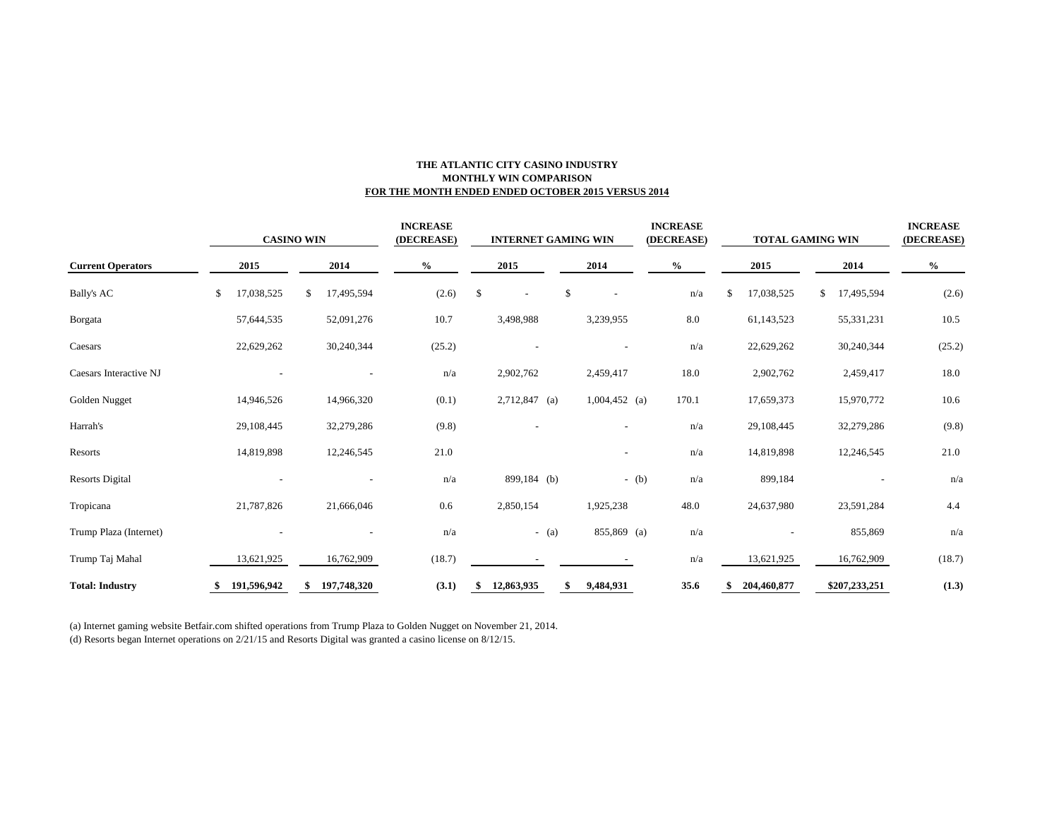**THE ATLANTIC CITY CASINO INDUSTRY**
**MONTHLY WIN COMPARISON**
**FOR THE MONTH ENDED ENDED OCTOBER 2015 VERSUS 2014**

| | CASINO WIN | | INCREASE (DECREASE) | INTERNET GAMING WIN | | INCREASE (DECREASE) | TOTAL GAMING WIN | | INCREASE (DECREASE) |
|---|---|---|---|---|---|---|---|---|---|
| **Current Operators** | **2015** | **2014** | **%** | **2015** | **2014** | **%** | **2015** | **2014** | **%** |
| Bally's AC | $ 17,038,525 | $ 17,495,594 | (2.6) | $ - | $ - | n/a | $ 17,038,525 | $ 17,495,594 | (2.6) |
| Borgata | 57,644,535 | 52,091,276 | 10.7 | 3,498,988 | 3,239,955 | 8.0 | 61,143,523 | 55,331,231 | 10.5 |
| Caesars | 22,629,262 | 30,240,344 | (25.2) | - | - | n/a | 22,629,262 | 30,240,344 | (25.2) |
| Caesars Interactive NJ | - | - | n/a | 2,902,762 | 2,459,417 | 18.0 | 2,902,762 | 2,459,417 | 18.0 |
| Golden Nugget | 14,946,526 | 14,966,320 | (0.1) | 2,712,847 (a) | 1,004,452 (a) | 170.1 | 17,659,373 | 15,970,772 | 10.6 |
| Harrah's | 29,108,445 | 32,279,286 | (9.8) | - | - | n/a | 29,108,445 | 32,279,286 | (9.8) |
| Resorts | 14,819,898 | 12,246,545 | 21.0 | | - | n/a | 14,819,898 | 12,246,545 | 21.0 |
| Resorts Digital | - | - | n/a | 899,184 (b) | - (b) | n/a | 899,184 | - | n/a |
| Tropicana | 21,787,826 | 21,666,046 | 0.6 | 2,850,154 | 1,925,238 | 48.0 | 24,637,980 | 23,591,284 | 4.4 |
| Trump Plaza (Internet) | - | - | n/a | - (a) | 855,869 (a) | n/a | - | 855,869 | n/a |
| Trump Taj Mahal | 13,621,925 | 16,762,909 | (18.7) | - | - | n/a | 13,621,925 | 16,762,909 | (18.7) |
| **Total: Industry** | **$ 191,596,942** | **$ 197,748,320** | **(3.1)** | **$ 12,863,935** | **$ 9,484,931** | **35.6** | **$ 204,460,877** | **$207,233,251** | **(1.3)** |

(a) Internet gaming website Betfair.com shifted operations from Trump Plaza to Golden Nugget on November 21, 2014.
(d) Resorts began Internet operations on 2/21/15 and Resorts Digital was granted a casino license on 8/12/15.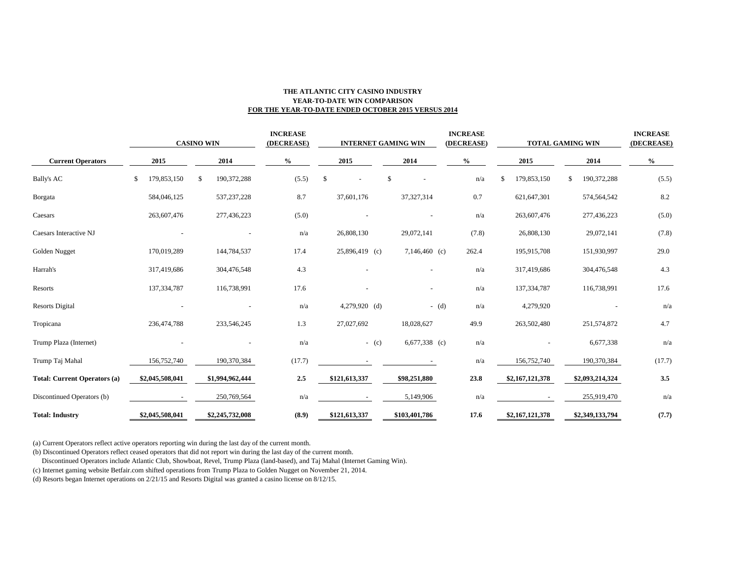**THE ATLANTIC CITY CASINO INDUSTRY**
**YEAR-TO-DATE WIN COMPARISON**
**FOR THE YEAR-TO-DATE ENDED OCTOBER 2015 VERSUS 2014**

| | CASINO WIN | | INCREASE (DECREASE) | INTERNET GAMING WIN | | INCREASE (DECREASE) | TOTAL GAMING WIN | | INCREASE (DECREASE) |
|---|---|---|---|---|---|---|---|---|---|
| **Current Operators** | **2015** | **2014** | **%** | **2015** | **2014** | **%** | **2015** | **2014** | **%** |
| Bally's AC | $ 179,853,150 | $ 190,372,288 | (5.5) | $ - | $ - | n/a | $ 179,853,150 | $ 190,372,288 | (5.5) |
| Borgata | 584,046,125 | 537,237,228 | 8.7 | 37,601,176 | 37,327,314 | 0.7 | 621,647,301 | 574,564,542 | 8.2 |
| Caesars | 263,607,476 | 277,436,223 | (5.0) | - | - | n/a | 263,607,476 | 277,436,223 | (5.0) |
| Caesars Interactive NJ | - | - | n/a | 26,808,130 | 29,072,141 | (7.8) | 26,808,130 | 29,072,141 | (7.8) |
| Golden Nugget | 170,019,289 | 144,784,537 | 17.4 | 25,896,419 (c) | 7,146,460 (c) | 262.4 | 195,915,708 | 151,930,997 | 29.0 |
| Harrah's | 317,419,686 | 304,476,548 | 4.3 | - | - | n/a | 317,419,686 | 304,476,548 | 4.3 |
| Resorts | 137,334,787 | 116,738,991 | 17.6 | - | - | n/a | 137,334,787 | 116,738,991 | 17.6 |
| Resorts Digital | - | - | n/a | 4,279,920 (d) | - (d) | n/a | 4,279,920 | - | n/a |
| Tropicana | 236,474,788 | 233,546,245 | 1.3 | 27,027,692 | 18,028,627 | 49.9 | 263,502,480 | 251,574,872 | 4.7 |
| Trump Plaza (Internet) | - | - | n/a | - (c) | 6,677,338 (c) | n/a | - | 6,677,338 | n/a |
| Trump Taj Mahal | 156,752,740 | 190,370,384 | (17.7) | - | - | n/a | 156,752,740 | 190,370,384 | (17.7) |
| **Total: Current Operators (a)** | **$2,045,508,041** | **$1,994,962,444** | **2.5** | **$121,613,337** | **$98,251,880** | **23.8** | **$2,167,121,378** | **$2,093,214,324** | **3.5** |
| Discontinued Operators (b) | - | 250,769,564 | n/a | - | 5,149,906 | n/a | - | 255,919,470 | n/a |
| **Total: Industry** | **$2,045,508,041** | **$2,245,732,008** | **(8.9)** | **$121,613,337** | **$103,401,786** | **17.6** | **$2,167,121,378** | **$2,349,133,794** | **(7.7)** |

(a) Current Operators reflect active operators reporting win during the last day of the current month.

(b) Discontinued Operators reflect ceased operators that did not report win during the last day of the current month.
Discontinued Operators include Atlantic Club, Showboat, Revel, Trump Plaza (land-based), and Taj Mahal (Internet Gaming Win).

(c) Internet gaming website Betfair.com shifted operations from Trump Plaza to Golden Nugget on November 21, 2014.

(d) Resorts began Internet operations on 2/21/15 and Resorts Digital was granted a casino license on 8/12/15.